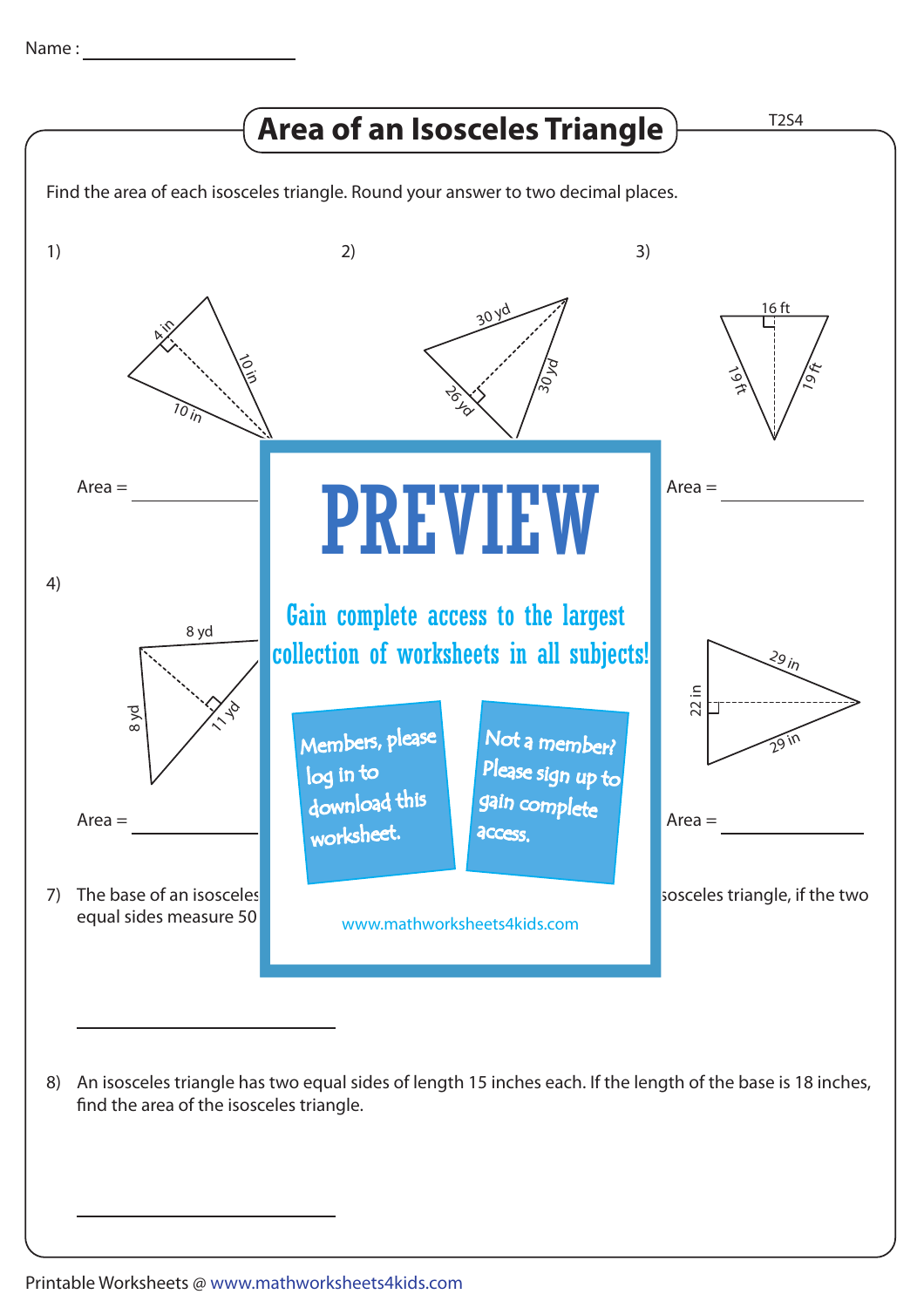Name : ______________________

# Area of an Isosceles Triangle

T2S4

Find the area of each isosceles triangle. Round your answer to two decimal places.

1) 4 in, 10 in, 10 in

Area = ____________

2) 30 yd, 30 yd, 26 yd

3) 16 ft, 19 ft, 19 ft

Area = ____________

4) 8 yd, 8 yd, 11 yd

Area = ____________

29 in, 29 in, 22 in

Area = ____________

PREVIEW

Gain complete access to the largest collection of worksheets in all subjects!

Members, please log in to download this worksheet.

Not a member? Please sign up to gain complete access.

www.mathworksheets4kids.com

7) The base of an isosceles ... equal sides measure 50 ...

... isosceles triangle, if the two ...

______________________

8) An isosceles triangle has two equal sides of length 15 inches each. If the length of the base is 18 inches, find the area of the isosceles triangle.

______________________

Printable Worksheets @ www.mathworksheets4kids.com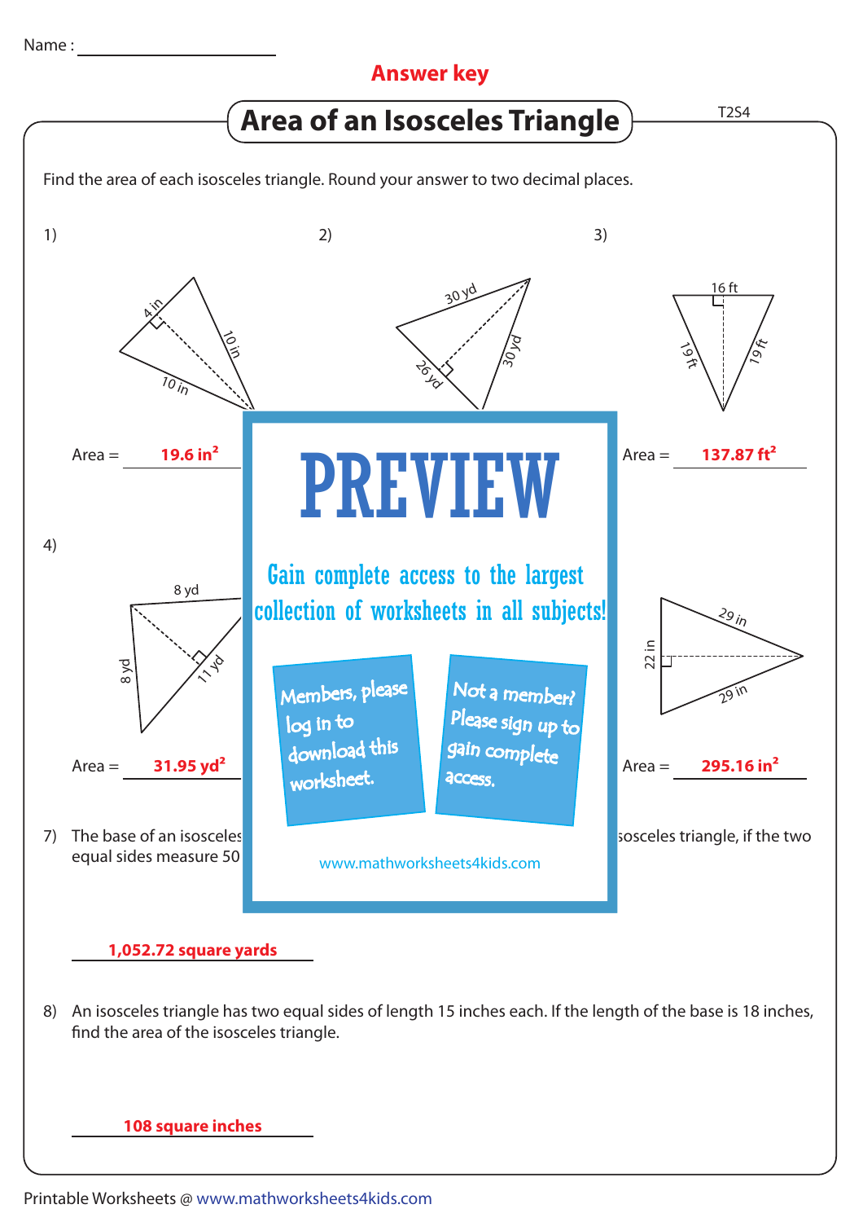Name : ____________________

**Answer key**

# Area of an Isosceles Triangle

T2S4

Find the area of each isosceles triangle. Round your answer to two decimal places.

1)

4 in

10 in

10 in

Area = **19.6 in²**

2)

30 yd

30 yd

26 yd

3)

16 ft

19 ft

19 ft

Area = **137.87 ft²**

4)

8 yd

8 yd

11 yd

Area = **31.95 yd²**

29 in

22 in

29 in

Area = **295.16 in²**

**PREVIEW**

Gain complete access to the largest collection of worksheets in all subjects!

Members, please log in to download this worksheet.

Not a member? Please sign up to gain complete access.

www.mathworksheets4kids.com

7) The base of an isosceles ... equal sides measure 50 ... isosceles triangle, if the two

**1,052.72 square yards**

8) An isosceles triangle has two equal sides of length 15 inches each. If the length of the base is 18 inches, find the area of the isosceles triangle.

**108 square inches**